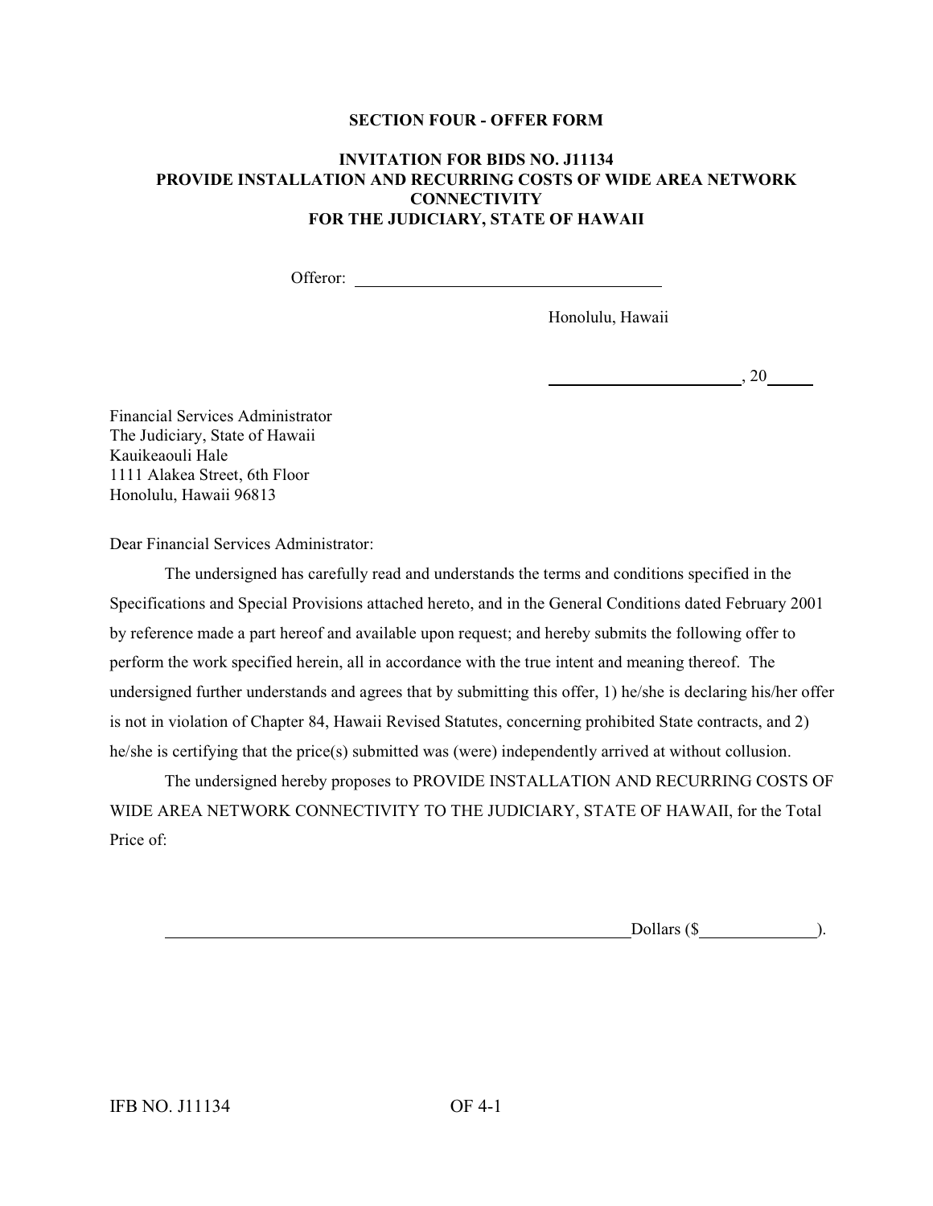**SECTION FOUR - OFFER FORM**

**INVITATION FOR BIDS NO. J11134**
**PROVIDE INSTALLATION AND RECURRING COSTS OF WIDE AREA NETWORK CONNECTIVITY**
**FOR THE JUDICIARY, STATE OF HAWAII**

Offeror: ______________________________

Honolulu, Hawaii

____________________, 20____

Financial Services Administrator
The Judiciary, State of Hawaii
Kauikeaouli Hale
1111 Alakea Street, 6th Floor
Honolulu, Hawaii 96813

Dear Financial Services Administrator:

The undersigned has carefully read and understands the terms and conditions specified in the Specifications and Special Provisions attached hereto, and in the General Conditions dated February 2001 by reference made a part hereof and available upon request; and hereby submits the following offer to perform the work specified herein, all in accordance with the true intent and meaning thereof. The undersigned further understands and agrees that by submitting this offer, 1) he/she is declaring his/her offer is not in violation of Chapter 84, Hawaii Revised Statutes, concerning prohibited State contracts, and 2) he/she is certifying that the price(s) submitted was (were) independently arrived at without collusion.

The undersigned hereby proposes to PROVIDE INSTALLATION AND RECURRING COSTS OF WIDE AREA NETWORK CONNECTIVITY TO THE JUDICIARY, STATE OF HAWAII, for the Total Price of:

__________________________________________________ Dollars ($____________).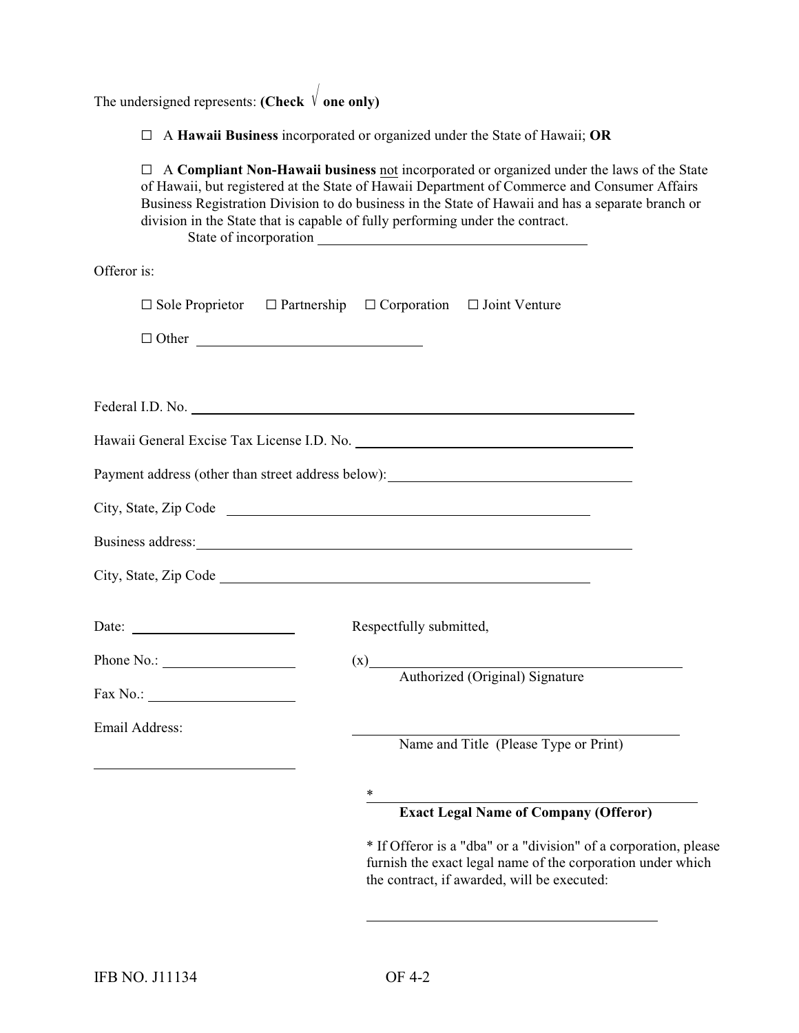The undersigned represents: **(Check √ one only)**

☐ A **Hawaii Business** incorporated or organized under the State of Hawaii; **OR**

☐ A **Compliant Non-Hawaii business** not incorporated or organized under the laws of the State of Hawaii, but registered at the State of Hawaii Department of Commerce and Consumer Affairs Business Registration Division to do business in the State of Hawaii and has a separate branch or division in the State that is capable of fully performing under the contract.

State of incorporation ______________________________

Offeror is:

☐ Sole Proprietor ☐ Partnership ☐ Corporation ☐ Joint Venture

☐ Other ______________________________

Federal I.D. No. ______________________________

Hawaii General Excise Tax License I.D. No. ______________________________

Payment address (other than street address below): ______________________________

City, State, Zip Code ______________________________

Business address: ______________________________

City, State, Zip Code ______________________________

Date: ____________________

Phone No.: ____________________

Fax No.: ____________________

Email Address:

____________________

Respectfully submitted,

(x) ______________________________
Authorized (Original) Signature

______________________________
Name and Title (Please Type or Print)

* ______________________________
**Exact Legal Name of Company (Offeror)**

* If Offeror is a "dba" or a "division" of a corporation, please furnish the exact legal name of the corporation under which the contract, if awarded, will be executed:

______________________________

IFB NO. J11134 OF 4-2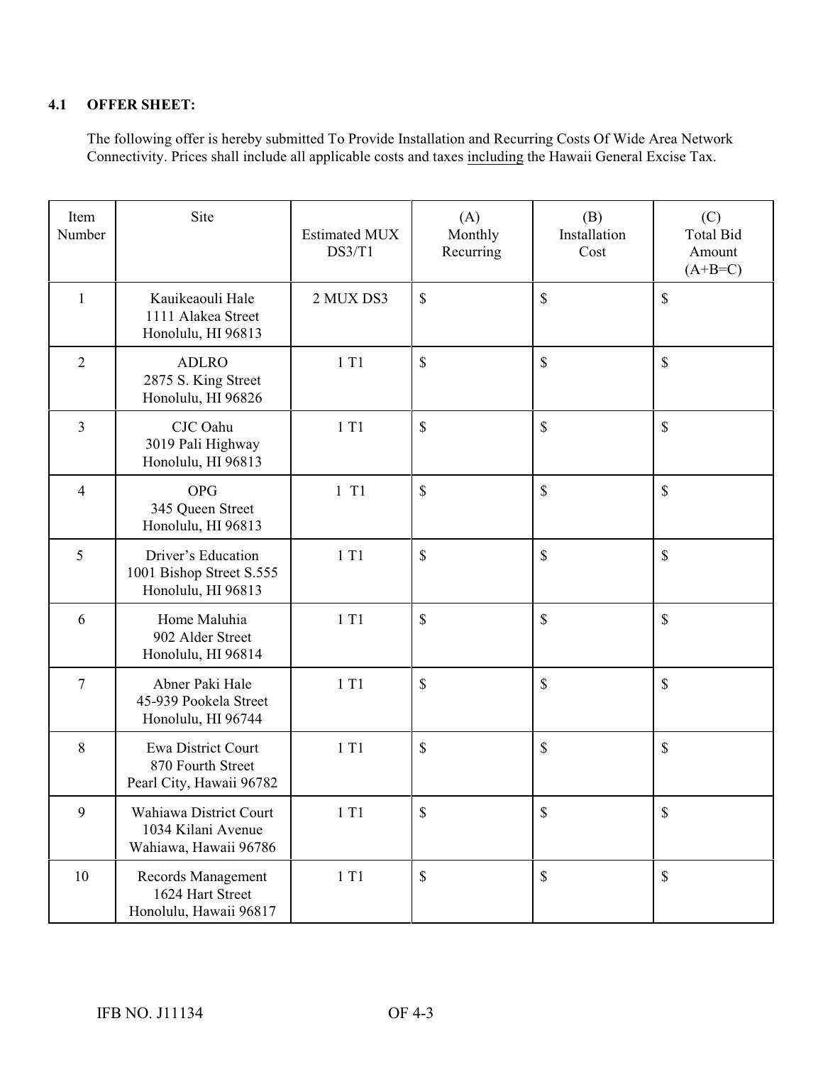## 4.1 OFFER SHEET:

The following offer is hereby submitted To Provide Installation and Recurring Costs Of Wide Area Network Connectivity. Prices shall include all applicable costs and taxes including the Hawaii General Excise Tax.

| Item Number | Site | Estimated MUX DS3/T1 | (A) Monthly Recurring | (B) Installation Cost | (C) Total Bid Amount (A+B=C) |
|---|---|---|---|---|---|
| 1 | Kauikeaouli Hale<br>1111 Alakea Street<br>Honolulu, HI 96813 | 2 MUX DS3 | $ | $ | $ |
| 2 | ADLRO<br>2875 S. King Street<br>Honolulu, HI 96826 | 1 T1 | $ | $ | $ |
| 3 | CJC Oahu<br>3019 Pali Highway<br>Honolulu, HI 96813 | 1 T1 | $ | $ | $ |
| 4 | OPG<br>345 Queen Street<br>Honolulu, HI 96813 | 1 T1 | $ | $ | $ |
| 5 | Driver's Education<br>1001 Bishop Street S.555<br>Honolulu, HI 96813 | 1 T1 | $ | $ | $ |
| 6 | Home Maluhia<br>902 Alder Street<br>Honolulu, HI 96814 | 1 T1 | $ | $ | $ |
| 7 | Abner Paki Hale<br>45-939 Pookela Street<br>Honolulu, HI 96744 | 1 T1 | $ | $ | $ |
| 8 | Ewa District Court<br>870 Fourth Street<br>Pearl City, Hawaii 96782 | 1 T1 | $ | $ | $ |
| 9 | Wahiawa District Court<br>1034 Kilani Avenue<br>Wahiawa, Hawaii 96786 | 1 T1 | $ | $ | $ |
| 10 | Records Management<br>1624 Hart Street<br>Honolulu, Hawaii 96817 | 1 T1 | $ | $ | $ |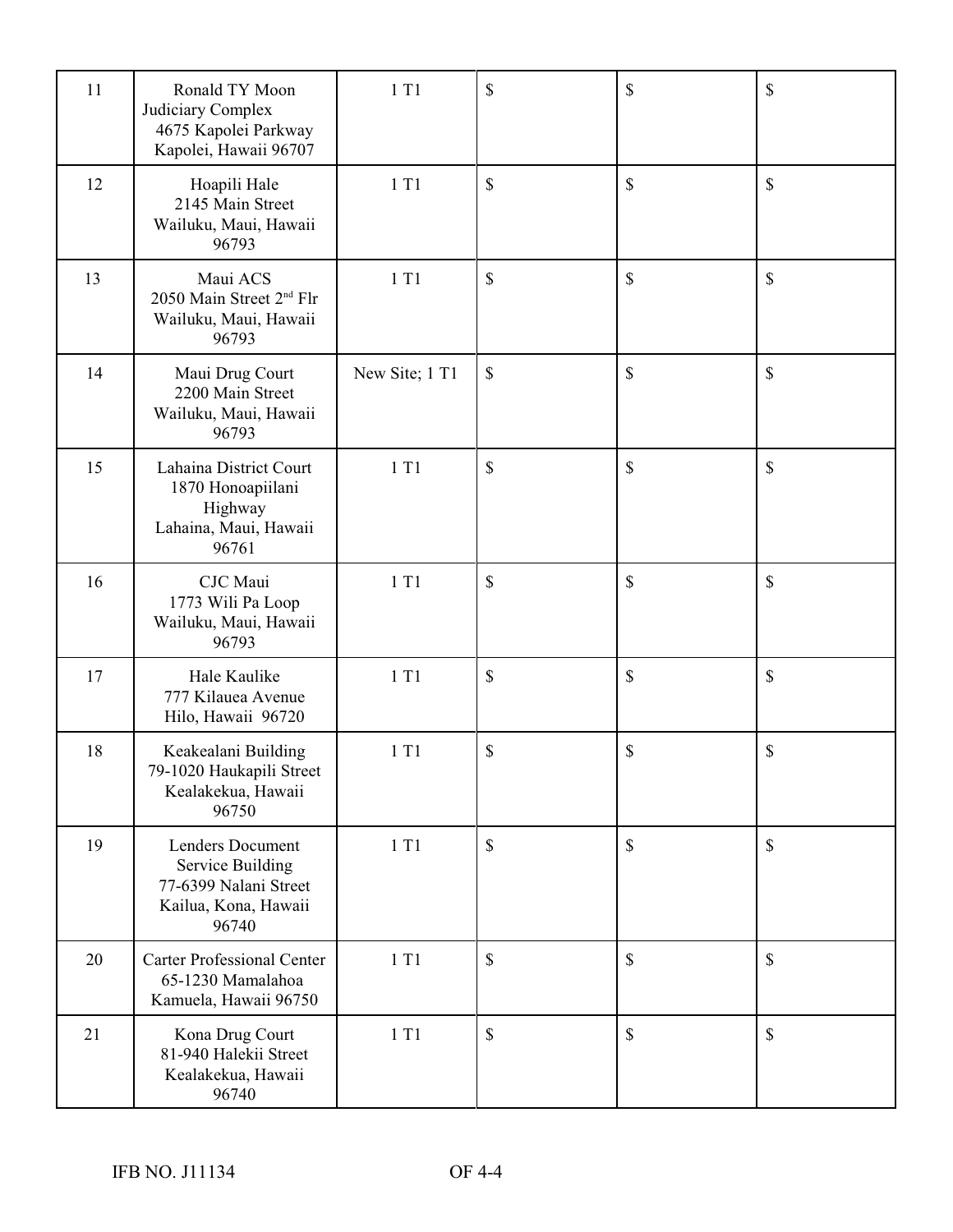| | | | | | |
|---|---|---|---|---|---|
| 11 | Ronald TY Moon Judiciary Complex 4675 Kapolei Parkway Kapolei, Hawaii 96707 | 1 T1 | $ | $ | $ |
| 12 | Hoapili Hale 2145 Main Street Wailuku, Maui, Hawaii 96793 | 1 T1 | $ | $ | $ |
| 13 | Maui ACS 2050 Main Street 2nd Flr Wailuku, Maui, Hawaii 96793 | 1 T1 | $ | $ | $ |
| 14 | Maui Drug Court 2200 Main Street Wailuku, Maui, Hawaii 96793 | New Site; 1 T1 | $ | $ | $ |
| 15 | Lahaina District Court 1870 Honoapiilani Highway Lahaina, Maui, Hawaii 96761 | 1 T1 | $ | $ | $ |
| 16 | CJC Maui 1773 Wili Pa Loop Wailuku, Maui, Hawaii 96793 | 1 T1 | $ | $ | $ |
| 17 | Hale Kaulike 777 Kilauea Avenue Hilo, Hawaii 96720 | 1 T1 | $ | $ | $ |
| 18 | Keakealani Building 79-1020 Haukapili Street Kealakekua, Hawaii 96750 | 1 T1 | $ | $ | $ |
| 19 | Lenders Document Service Building 77-6399 Nalani Street Kailua, Kona, Hawaii 96740 | 1 T1 | $ | $ | $ |
| 20 | Carter Professional Center 65-1230 Mamalahoa Kamuela, Hawaii 96750 | 1 T1 | $ | $ | $ |
| 21 | Kona Drug Court 81-940 Halekii Street Kealakekua, Hawaii 96740 | 1 T1 | $ | $ | $ |

IFB NO. J11134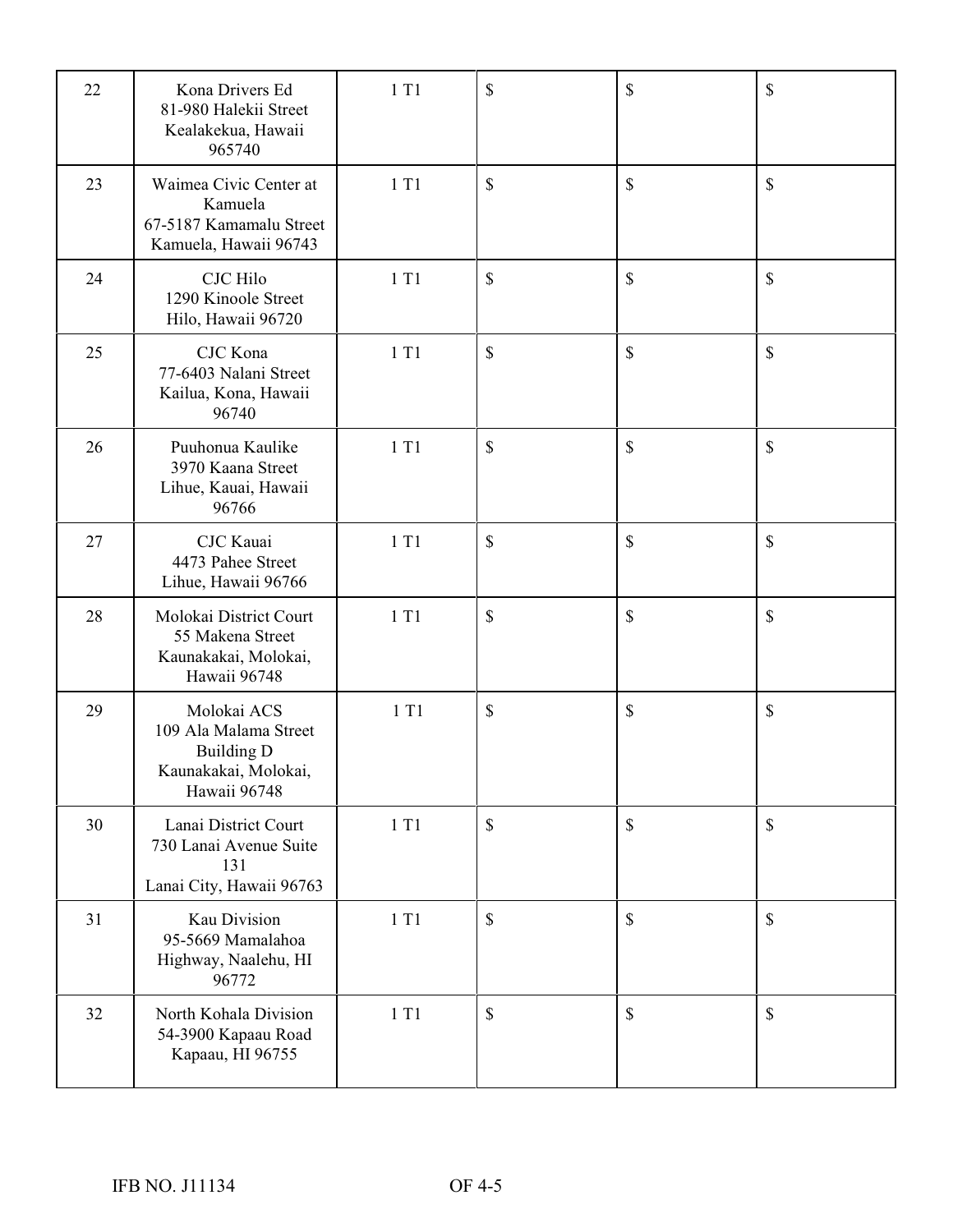| 22 | Kona Drivers Ed<br>81-980 Halekii Street<br>Kealakekua, Hawaii<br>965740 | 1 T1 | $ | $ | $ |
|---|---|---|---|---|---|
| 23 | Waimea Civic Center at<br>Kamuela<br>67-5187 Kamamalu Street<br>Kamuela, Hawaii 96743 | 1 T1 | $ | $ | $ |
| 24 | CJC Hilo<br>1290 Kinoole Street<br>Hilo, Hawaii 96720 | 1 T1 | $ | $ | $ |
| 25 | CJC Kona<br>77-6403 Nalani Street<br>Kailua, Kona, Hawaii<br>96740 | 1 T1 | $ | $ | $ |
| 26 | Puuhonua Kaulike<br>3970 Kaana Street<br>Lihue, Kauai, Hawaii<br>96766 | 1 T1 | $ | $ | $ |
| 27 | CJC Kauai<br>4473 Pahee Street<br>Lihue, Hawaii 96766 | 1 T1 | $ | $ | $ |
| 28 | Molokai District Court<br>55 Makena Street<br>Kaunakakai, Molokai,<br>Hawaii 96748 | 1 T1 | $ | $ | $ |
| 29 | Molokai ACS<br>109 Ala Malama Street<br>Building D<br>Kaunakakai, Molokai,<br>Hawaii 96748 | 1 T1 | $ | $ | $ |
| 30 | Lanai District Court<br>730 Lanai Avenue Suite<br>131<br>Lanai City, Hawaii 96763 | 1 T1 | $ | $ | $ |
| 31 | Kau Division<br>95-5669 Mamalahoa<br>Highway, Naalehu, HI<br>96772 | 1 T1 | $ | $ | $ |
| 32 | North Kohala Division<br>54-3900 Kapaau Road<br>Kapaau, HI 96755 | 1 T1 | $ | $ | $ |

IFB NO. J11134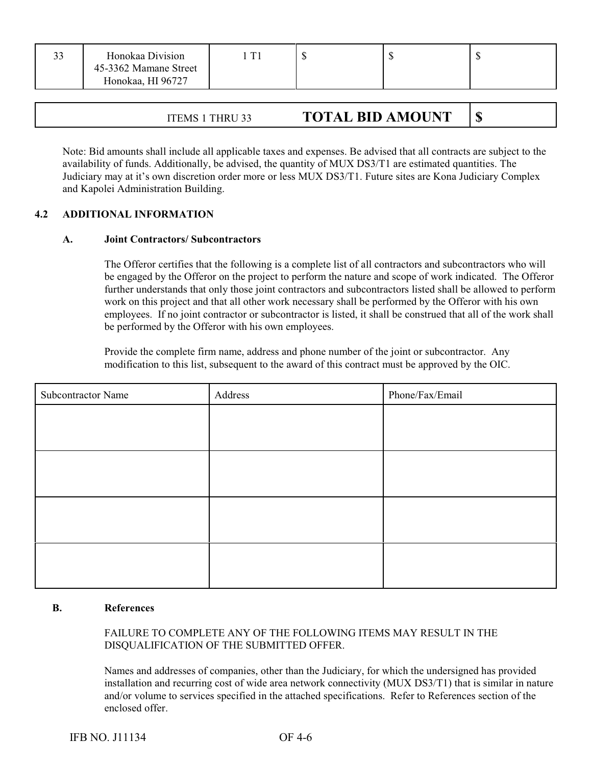| 33 | Honokaa Division<br>45-3362 Mamane Street<br>Honokaa, HI 96727 | 1 T1 | $ | $ | $ |
|---|---|---|---|---|---|

| ITEMS 1 THRU 33 | **TOTAL BID AMOUNT** | **$** |
|---|---|---|

Note: Bid amounts shall include all applicable taxes and expenses. Be advised that all contracts are subject to the availability of funds. Additionally, be advised, the quantity of MUX DS3/T1 are estimated quantities. The Judiciary may at it's own discretion order more or less MUX DS3/T1. Future sites are Kona Judiciary Complex and Kapolei Administration Building.

### 4.2 ADDITIONAL INFORMATION

#### A. Joint Contractors/ Subcontractors

The Offeror certifies that the following is a complete list of all contractors and subcontractors who will be engaged by the Offeror on the project to perform the nature and scope of work indicated. The Offeror further understands that only those joint contractors and subcontractors listed shall be allowed to perform work on this project and that all other work necessary shall be performed by the Offeror with his own employees. If no joint contractor or subcontractor is listed, it shall be construed that all of the work shall be performed by the Offeror with his own employees.

Provide the complete firm name, address and phone number of the joint or subcontractor. Any modification to this list, subsequent to the award of this contract must be approved by the OIC.

| Subcontractor Name | Address | Phone/Fax/Email |
|---|---|---|
| | | |
| | | |
| | | |
| | | |

#### B. References

FAILURE TO COMPLETE ANY OF THE FOLLOWING ITEMS MAY RESULT IN THE DISQUALIFICATION OF THE SUBMITTED OFFER.

Names and addresses of companies, other than the Judiciary, for which the undersigned has provided installation and recurring cost of wide area network connectivity (MUX DS3/T1) that is similar in nature and/or volume to services specified in the attached specifications. Refer to References section of the enclosed offer.

IFB NO. J11134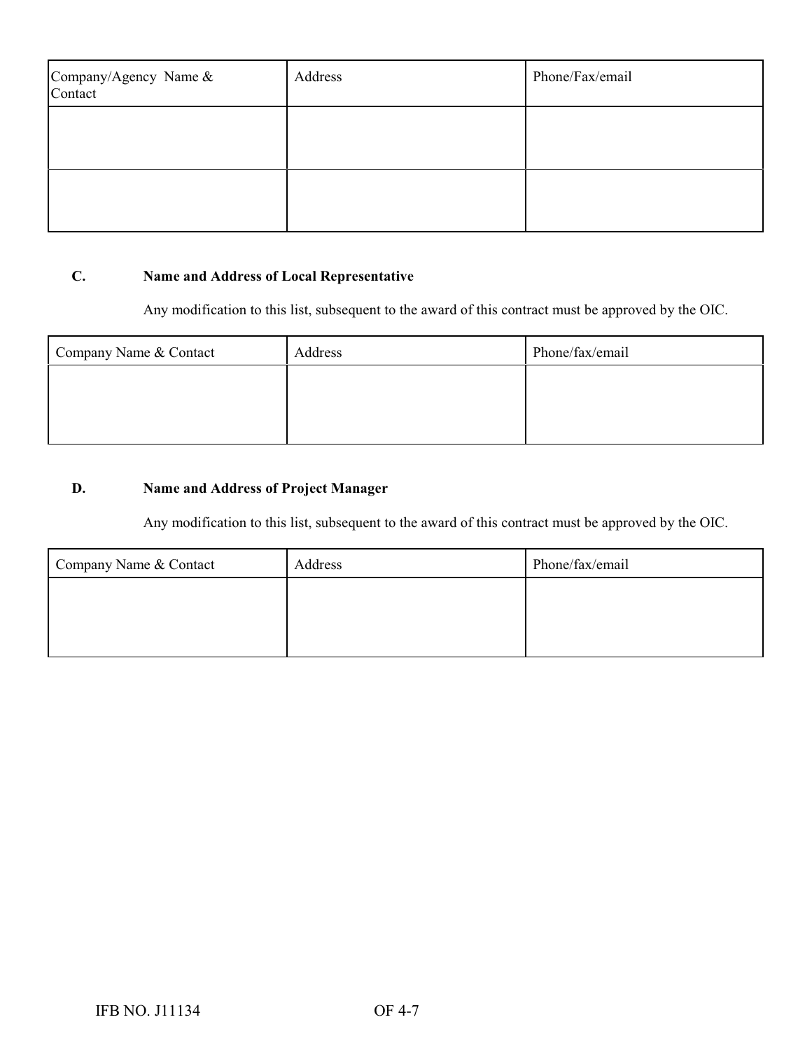| Company/Agency Name & Contact | Address | Phone/Fax/email |
| --- | --- | --- |
| | | |
| | | |

**C. Name and Address of Local Representative**

Any modification to this list, subsequent to the award of this contract must be approved by the OIC.

| Company Name & Contact | Address | Phone/fax/email |
| --- | --- | --- |
| | | |

**D. Name and Address of Project Manager**

Any modification to this list, subsequent to the award of this contract must be approved by the OIC.

| Company Name & Contact | Address | Phone/fax/email |
| --- | --- | --- |
| | | |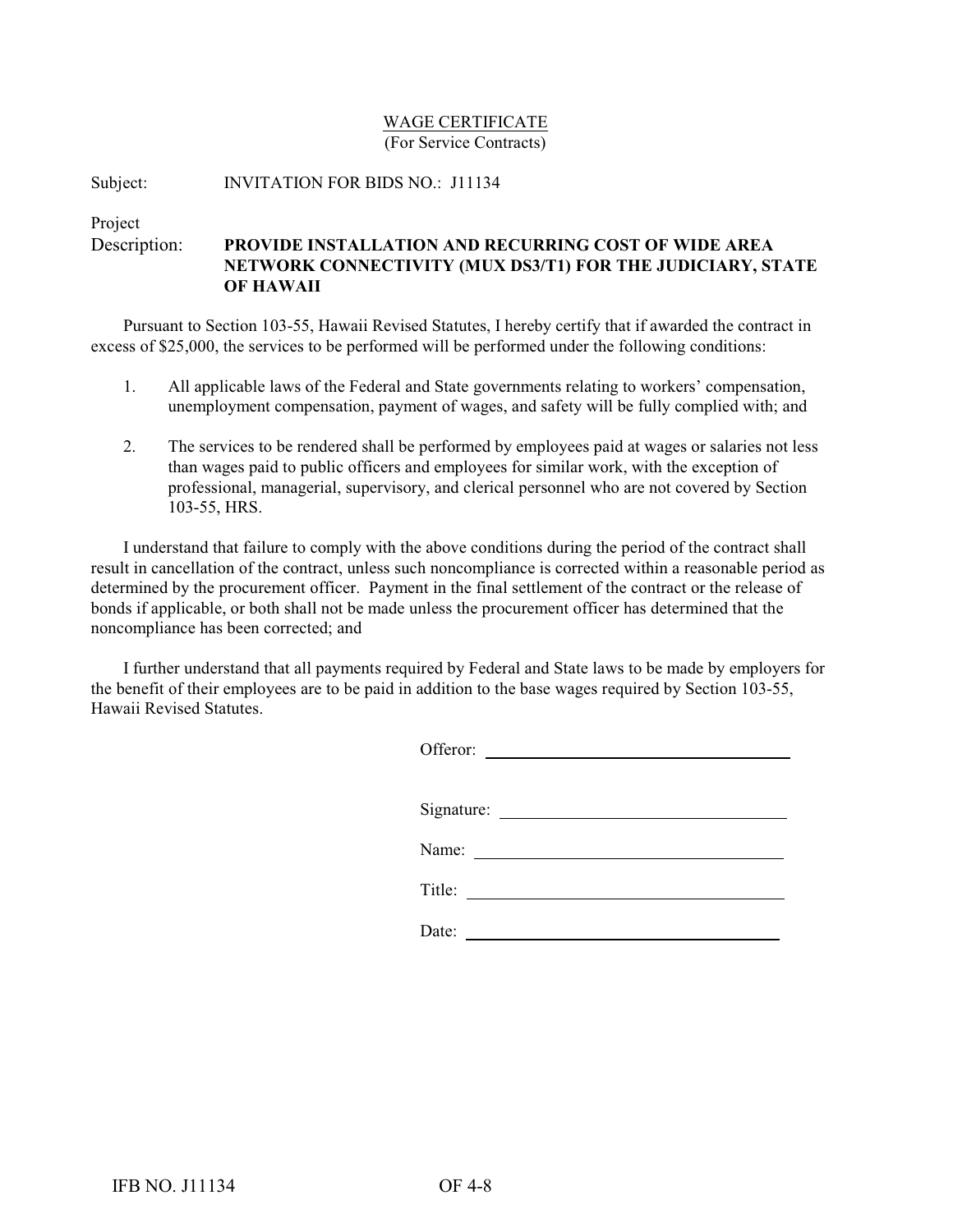# WAGE CERTIFICATE
(For Service Contracts)

Subject: INVITATION FOR BIDS NO.: J11134

Project Description: **PROVIDE INSTALLATION AND RECURRING COST OF WIDE AREA NETWORK CONNECTIVITY (MUX DS3/T1) FOR THE JUDICIARY, STATE OF HAWAII**

Pursuant to Section 103-55, Hawaii Revised Statutes, I hereby certify that if awarded the contract in excess of $25,000, the services to be performed will be performed under the following conditions:

1. All applicable laws of the Federal and State governments relating to workers' compensation, unemployment compensation, payment of wages, and safety will be fully complied with; and

2. The services to be rendered shall be performed by employees paid at wages or salaries not less than wages paid to public officers and employees for similar work, with the exception of professional, managerial, supervisory, and clerical personnel who are not covered by Section 103-55, HRS.

I understand that failure to comply with the above conditions during the period of the contract shall result in cancellation of the contract, unless such noncompliance is corrected within a reasonable period as determined by the procurement officer. Payment in the final settlement of the contract or the release of bonds if applicable, or both shall not be made unless the procurement officer has determined that the noncompliance has been corrected; and

I further understand that all payments required by Federal and State laws to be made by employers for the benefit of their employees are to be paid in addition to the base wages required by Section 103-55, Hawaii Revised Statutes.

Offeror: ______________________________

Signature: ______________________________

Name: ______________________________

Title: ______________________________

Date: ______________________________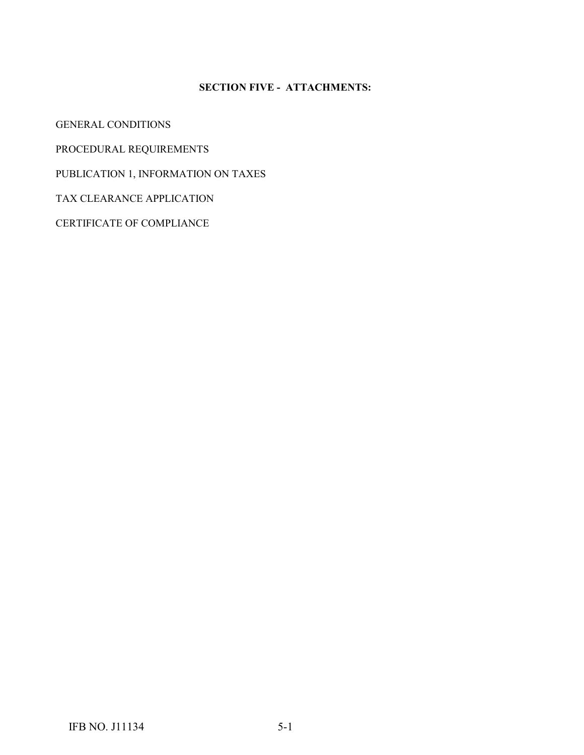## SECTION FIVE - ATTACHMENTS:

GENERAL CONDITIONS

PROCEDURAL REQUIREMENTS

PUBLICATION 1, INFORMATION ON TAXES

TAX CLEARANCE APPLICATION

CERTIFICATE OF COMPLIANCE